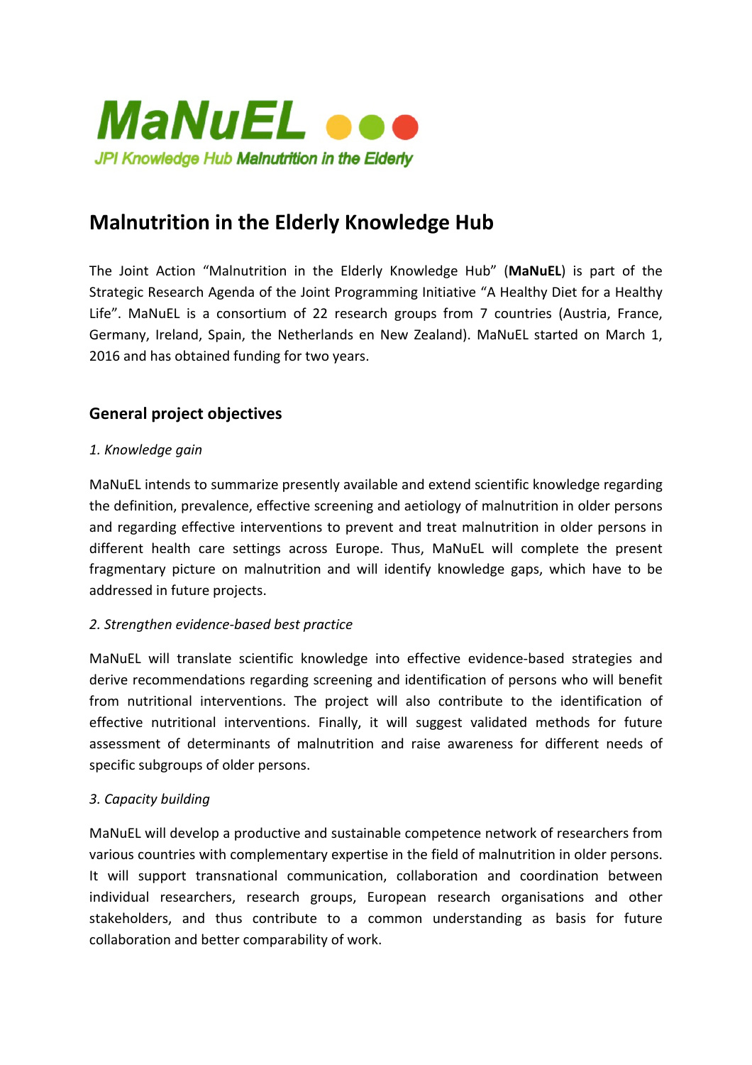MaNuEL

JPI Knowledge Hub **Malnutrition in the Elderly**

# Malnutrition in the Elderly Knowledge Hub

The Joint Action "Malnutrition in the Elderly Knowledge Hub" (**MaNuEL**) is part of the Strategic Research Agenda of the Joint Programming Initiative "A Healthy Diet for a Healthy Life". MaNuEL is a consortium of 22 research groups from 7 countries (Austria, France, Germany, Ireland, Spain, the Netherlands en New Zealand). MaNuEL started on March 1, 2016 and has obtained funding for two years.

## General project objectives

*1. Knowledge gain*

MaNuEL intends to summarize presently available and extend scientific knowledge regarding the definition, prevalence, effective screening and aetiology of malnutrition in older persons and regarding effective interventions to prevent and treat malnutrition in older persons in different health care settings across Europe. Thus, MaNuEL will complete the present fragmentary picture on malnutrition and will identify knowledge gaps, which have to be addressed in future projects.

*2. Strengthen evidence-based best practice*

MaNuEL will translate scientific knowledge into effective evidence-based strategies and derive recommendations regarding screening and identification of persons who will benefit from nutritional interventions. The project will also contribute to the identification of effective nutritional interventions. Finally, it will suggest validated methods for future assessment of determinants of malnutrition and raise awareness for different needs of specific subgroups of older persons.

*3. Capacity building*

MaNuEL will develop a productive and sustainable competence network of researchers from various countries with complementary expertise in the field of malnutrition in older persons. It will support transnational communication, collaboration and coordination between individual researchers, research groups, European research organisations and other stakeholders, and thus contribute to a common understanding as basis for future collaboration and better comparability of work.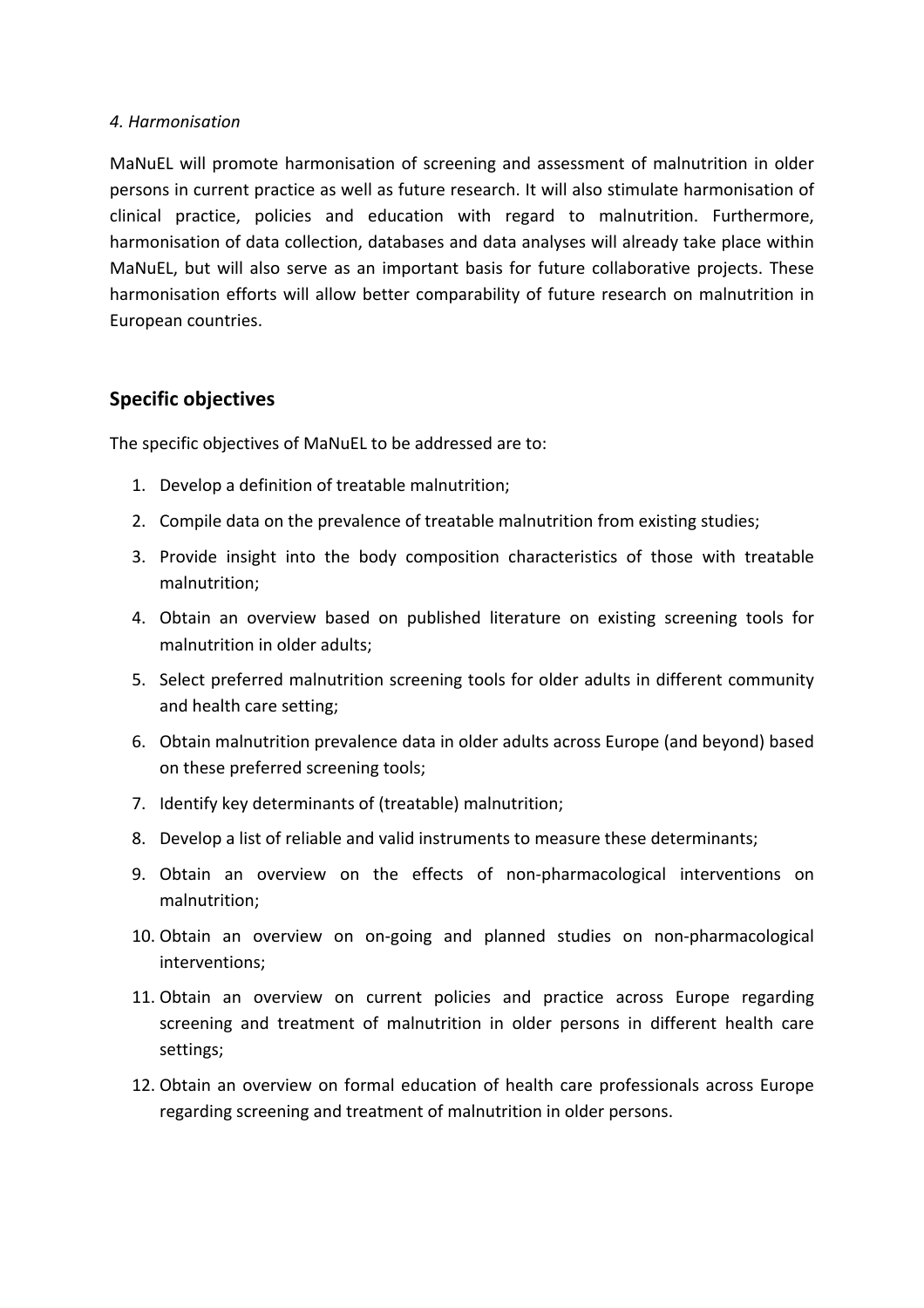*4. Harmonisation*

MaNuEL will promote harmonisation of screening and assessment of malnutrition in older persons in current practice as well as future research. It will also stimulate harmonisation of clinical practice, policies and education with regard to malnutrition. Furthermore, harmonisation of data collection, databases and data analyses will already take place within MaNuEL, but will also serve as an important basis for future collaborative projects. These harmonisation efforts will allow better comparability of future research on malnutrition in European countries.

## Specific objectives

The specific objectives of MaNuEL to be addressed are to:

1. Develop a definition of treatable malnutrition;
2. Compile data on the prevalence of treatable malnutrition from existing studies;
3. Provide insight into the body composition characteristics of those with treatable malnutrition;
4. Obtain an overview based on published literature on existing screening tools for malnutrition in older adults;
5. Select preferred malnutrition screening tools for older adults in different community and health care setting;
6. Obtain malnutrition prevalence data in older adults across Europe (and beyond) based on these preferred screening tools;
7. Identify key determinants of (treatable) malnutrition;
8. Develop a list of reliable and valid instruments to measure these determinants;
9. Obtain an overview on the effects of non-pharmacological interventions on malnutrition;
10. Obtain an overview on on-going and planned studies on non-pharmacological interventions;
11. Obtain an overview on current policies and practice across Europe regarding screening and treatment of malnutrition in older persons in different health care settings;
12. Obtain an overview on formal education of health care professionals across Europe regarding screening and treatment of malnutrition in older persons.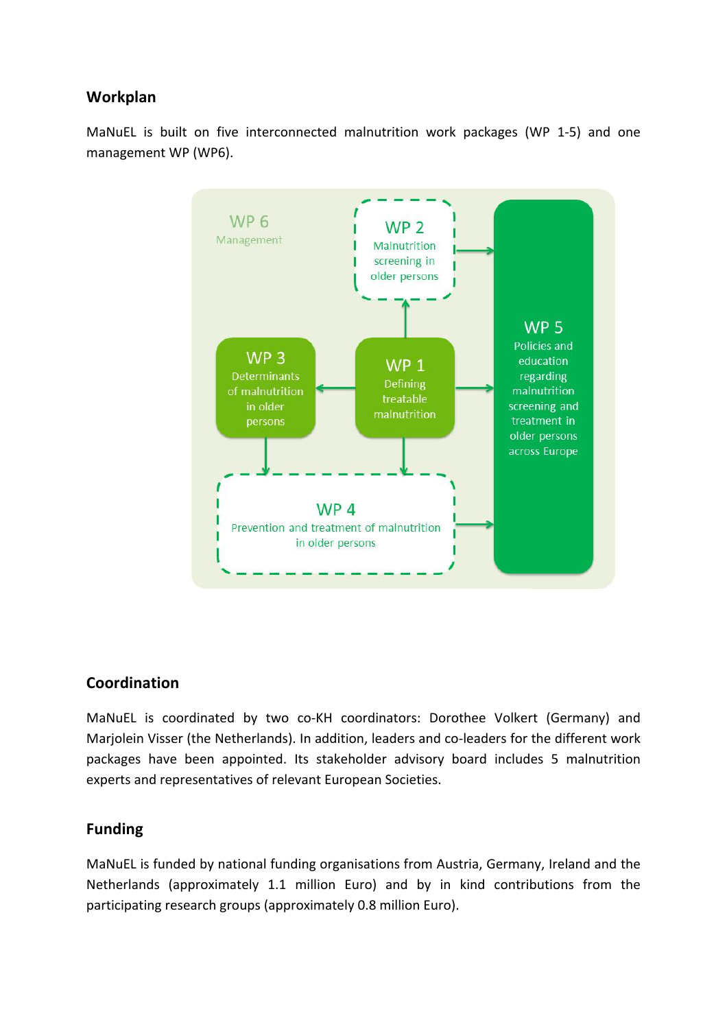## Workplan

MaNuEL is built on five interconnected malnutrition work packages (WP 1-5) and one management WP (WP6).

WP 6
Management

WP 2
Malnutrition screening in older persons

WP 3
Determinants of malnutrition in older persons

WP 1
Defining treatable malnutrition

WP 4
Prevention and treatment of malnutrition in older persons

WP 5
Policies and education regarding malnutrition screening and treatment in older persons across Europe

## Coordination

MaNuEL is coordinated by two co-KH coordinators: Dorothee Volkert (Germany) and Marjolein Visser (the Netherlands). In addition, leaders and co-leaders for the different work packages have been appointed. Its stakeholder advisory board includes 5 malnutrition experts and representatives of relevant European Societies.

## Funding

MaNuEL is funded by national funding organisations from Austria, Germany, Ireland and the Netherlands (approximately 1.1 million Euro) and by in kind contributions from the participating research groups (approximately 0.8 million Euro).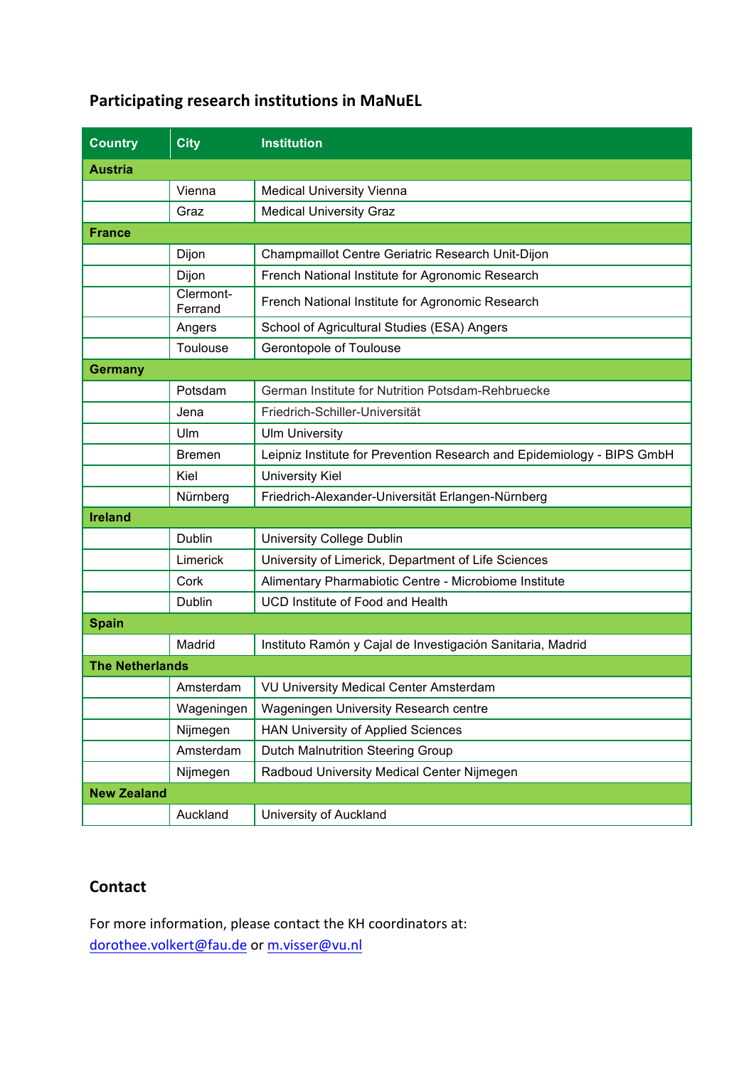## Participating research institutions in MaNuEL

| Country | City | Institution |
|---|---|---|
| **Austria** | | |
| | Vienna | Medical University Vienna |
| | Graz | Medical University Graz |
| **France** | | |
| | Dijon | Champmaillot Centre Geriatric Research Unit-Dijon |
| | Dijon | French National Institute for Agronomic Research |
| | Clermont-Ferrand | French National Institute for Agronomic Research |
| | Angers | School of Agricultural Studies (ESA) Angers |
| | Toulouse | Gerontopole of Toulouse |
| **Germany** | | |
| | Potsdam | German Institute for Nutrition Potsdam-Rehbruecke |
| | Jena | Friedrich-Schiller-Universität |
| | Ulm | Ulm University |
| | Bremen | Leipniz Institute for Prevention Research and Epidemiology - BIPS GmbH |
| | Kiel | University Kiel |
| | Nürnberg | Friedrich-Alexander-Universität Erlangen-Nürnberg |
| **Ireland** | | |
| | Dublin | University College Dublin |
| | Limerick | University of Limerick, Department of Life Sciences |
| | Cork | Alimentary Pharmabiotic Centre - Microbiome Institute |
| | Dublin | UCD Institute of Food and Health |
| **Spain** | | |
| | Madrid | Instituto Ramón y Cajal de Investigación Sanitaria, Madrid |
| **The Netherlands** | | |
| | Amsterdam | VU University Medical Center Amsterdam |
| | Wageningen | Wageningen University Research centre |
| | Nijmegen | HAN University of Applied Sciences |
| | Amsterdam | Dutch Malnutrition Steering Group |
| | Nijmegen | Radboud University Medical Center Nijmegen |
| **New Zealand** | | |
| | Auckland | University of Auckland |

## Contact

For more information, please contact the KH coordinators at:
dorothee.volkert@fau.de or m.visser@vu.nl